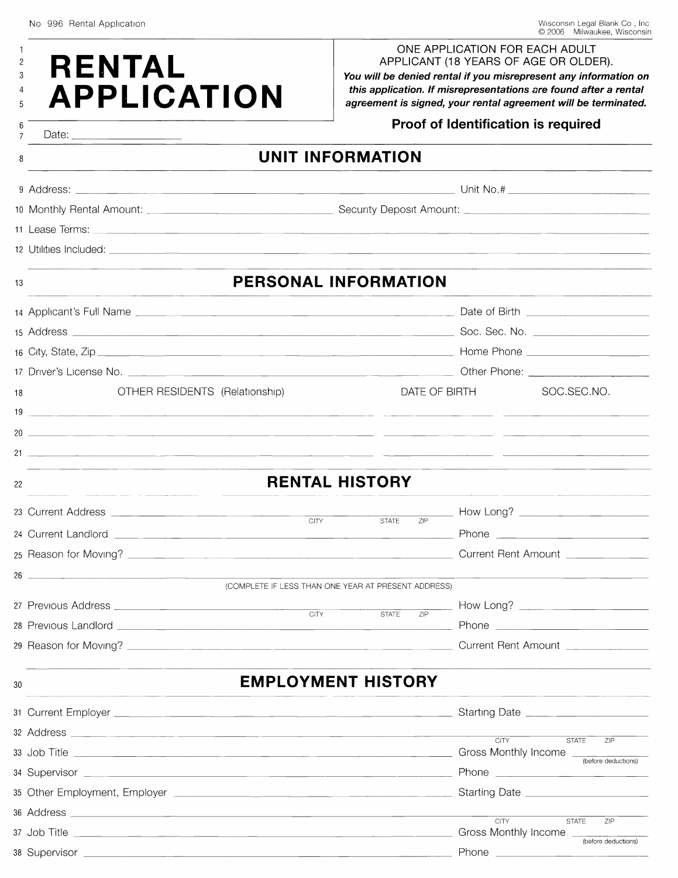No 996 Rental Application

Wisconsin Legal Blank Co., Inc. © 2006 Milwaukee, Wisconsin

# RENTAL APPLICATION

ONE APPLICATION FOR EACH ADULT APPLICANT (18 YEARS OF AGE OR OLDER).

***You will be denied rental if you misrepresent any information on this application. If misrepresentations are found after a rental agreement is signed, your rental agreement will be terminated.***

**Proof of Identification is required**

Date: ___________________

## UNIT INFORMATION

Address: ______________________________ Unit No.# ______________

Monthly Rental Amount: ______________ Security Deposit Amount: ______________

Lease Terms: ______________________________

Utilities Included: ______________________________

## PERSONAL INFORMATION

Applicant's Full Name ______________________________ Date of Birth ______________

Address ______________________________ Soc. Sec. No. ______________

City, State, Zip ______________________________ Home Phone ______________

Driver's License No. ______________________________ Other Phone: ______________

| OTHER RESIDENTS (Relationship) | DATE OF BIRTH | SOC.SEC.NO. |
|---|---|---|
| | | |
| | | |
| | | |

## RENTAL HISTORY

Current Address ______________________________ (CITY STATE ZIP) How Long? ______________

Current Landlord ______________________________ Phone ______________

Reason for Moving? ______________________________ Current Rent Amount ______________

______________________________

(COMPLETE IF LESS THAN ONE YEAR AT PRESENT ADDRESS)

Previous Address ______________________________ (CITY STATE ZIP) How Long? ______________

Previous Landlord ______________________________ Phone ______________

Reason for Moving? ______________________________ Current Rent Amount ______________

## EMPLOYMENT HISTORY

Current Employer ______________________________ Starting Date ______________

Address ______________________________ (CITY STATE ZIP)

Job Title ______________________________ Gross Monthly Income ______________ (before deductions)

Supervisor ______________________________ Phone ______________

Other Employment, Employer ______________________________ Starting Date ______________

Address ______________________________ (CITY STATE ZIP)

Job Title ______________________________ Gross Monthly Income ______________ (before deductions)

Supervisor ______________________________ Phone ______________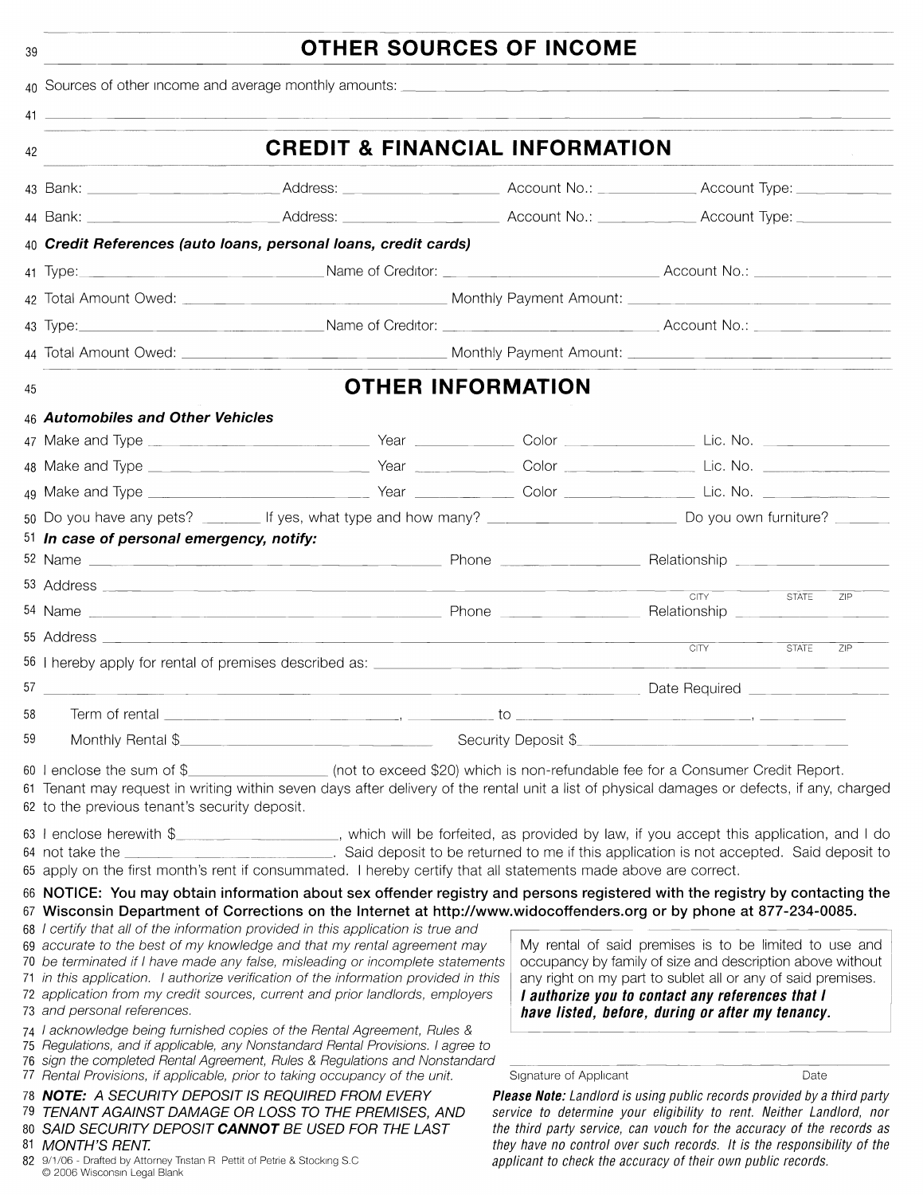## OTHER SOURCES OF INCOME

Sources of other income and average monthly amounts: ______________________________

______________________________

## CREDIT & FINANCIAL INFORMATION

Bank: ____________ Address: ____________ Account No.: ____________ Account Type: ____________

Bank: ____________ Address: ____________ Account No.: ____________ Account Type: ____________

***Credit References (auto loans, personal loans, credit cards)***

Type: ____________ Name of Creditor: ____________ Account No.: ____________

Total Amount Owed: ____________ Monthly Payment Amount: ____________

Type: ____________ Name of Creditor: ____________ Account No.: ____________

Total Amount Owed: ____________ Monthly Payment Amount: ____________

## OTHER INFORMATION

***Automobiles and Other Vehicles***

Make and Type ____________ Year ____________ Color ____________ Lic. No. ____________

Make and Type ____________ Year ____________ Color ____________ Lic. No. ____________

Make and Type ____________ Year ____________ Color ____________ Lic. No. ____________

Do you have any pets? ________ If yes, what type and how many? ____________ Do you own furniture? ______

***In case of personal emergency, notify:***

Name ____________ Phone ____________ Relationship ____________

Address ______________________________ CITY STATE ZIP

Name ____________ Phone ____________ Relationship ____________

Address ______________________________ CITY STATE ZIP

I hereby apply for rental of premises described as: ______________________________

______________________________ Date Required ____________

Term of rental ____________, ________ to ____________, ________

Monthly Rental $____________ Security Deposit $____________

I enclose the sum of $____________ (not to exceed $20) which is non-refundable fee for a Consumer Credit Report. Tenant may request in writing within seven days after delivery of the rental unit a list of physical damages or defects, if any, charged to the previous tenant's security deposit.

I enclose herewith $____________, which will be forfeited, as provided by law, if you accept this application, and I do not take the ____________. Said deposit to be returned to me if this application is not accepted. Said deposit to apply on the first month's rent if consummated. I hereby certify that all statements made above are correct.

**NOTICE: You may obtain information about sex offender registry and persons registered with the registry by contacting the Wisconsin Department of Corrections on the Internet at http://www.widocoffenders.org or by phone at 877-234-0085.**

*I certify that all of the information provided in this application is true and accurate to the best of my knowledge and that my rental agreement may be terminated if I have made any false, misleading or incomplete statements in this application. I authorize verification of the information provided in this application from my credit sources, current and prior landlords, employers and personal references.*

*I acknowledge being furnished copies of the Rental Agreement, Rules & Regulations, and if applicable, any Nonstandard Rental Provisions. I agree to sign the completed Rental Agreement, Rules & Regulations and Nonstandard Rental Provisions, if applicable, prior to taking occupancy of the unit.*

***NOTE:*** *A SECURITY DEPOSIT IS REQUIRED FROM EVERY TENANT AGAINST DAMAGE OR LOSS TO THE PREMISES, AND SAID SECURITY DEPOSIT* ***CANNOT*** *BE USED FOR THE LAST MONTH'S RENT.*

My rental of said premises is to be limited to use and occupancy by family of size and description above without any right on my part to sublet all or any of said premises. ***I authorize you to contact any references that I have listed, before, during or after my tenancy.***

______________________________

Signature of Applicant Date

***Please Note:*** *Landlord is using public records provided by a third party service to determine your eligibility to rent. Neither Landlord, nor the third party service, can vouch for the accuracy of the records as they have no control over such records. It is the responsibility of the applicant to check the accuracy of their own public records.*

9/1/06 - Drafted by Attorney Tristan R Pettit of Petrie & Stocking S.C
© 2006 Wisconsin Legal Blank